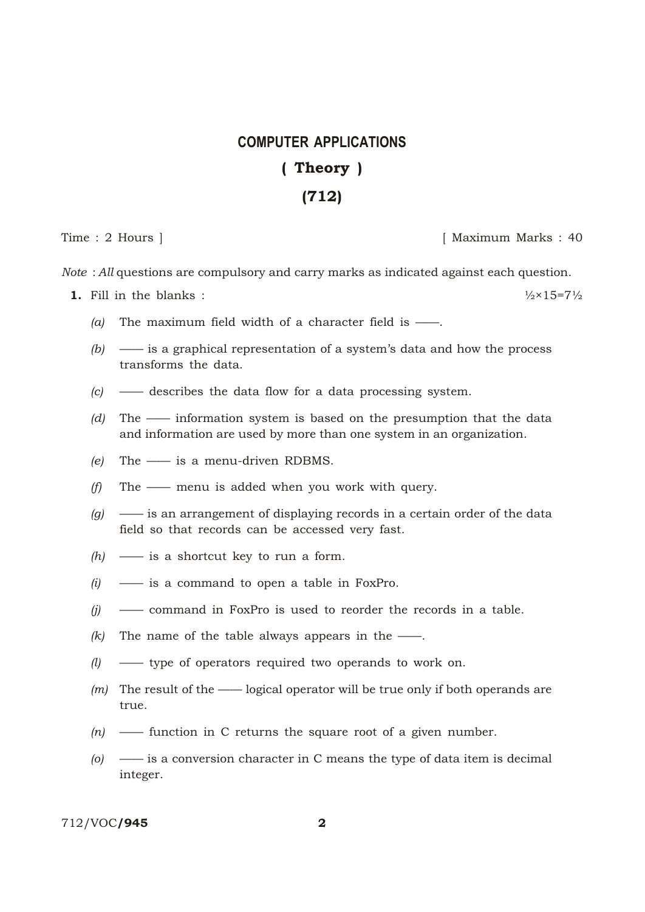# COMPUTER APPLICATIONS

## ( Theory )

## (712)

Time : 2 Hours ] [ Maximum Marks : 40

*Note* : *All* questions are compulsory and carry marks as indicated against each question.

**1.** Fill in the blanks : ½×15=7½

*(a)* The maximum field width of a character field is ——.

*(b)* —— is a graphical representation of a system's data and how the process transforms the data.

*(c)* —— describes the data flow for a data processing system.

*(d)* The —— information system is based on the presumption that the data and information are used by more than one system in an organization.

*(e)* The —— is a menu-driven RDBMS.

*(f)* The —— menu is added when you work with query.

*(g)* —— is an arrangement of displaying records in a certain order of the data field so that records can be accessed very fast.

*(h)* —— is a shortcut key to run a form.

*(i)* —— is a command to open a table in FoxPro.

*(j)* —— command in FoxPro is used to reorder the records in a table.

*(k)* The name of the table always appears in the ——.

*(l)* —— type of operators required two operands to work on.

*(m)* The result of the —— logical operator will be true only if both operands are true.

*(n)* —— function in C returns the square root of a given number.

*(o)* —— is a conversion character in C means the type of data item is decimal integer.

712/VOC/**945**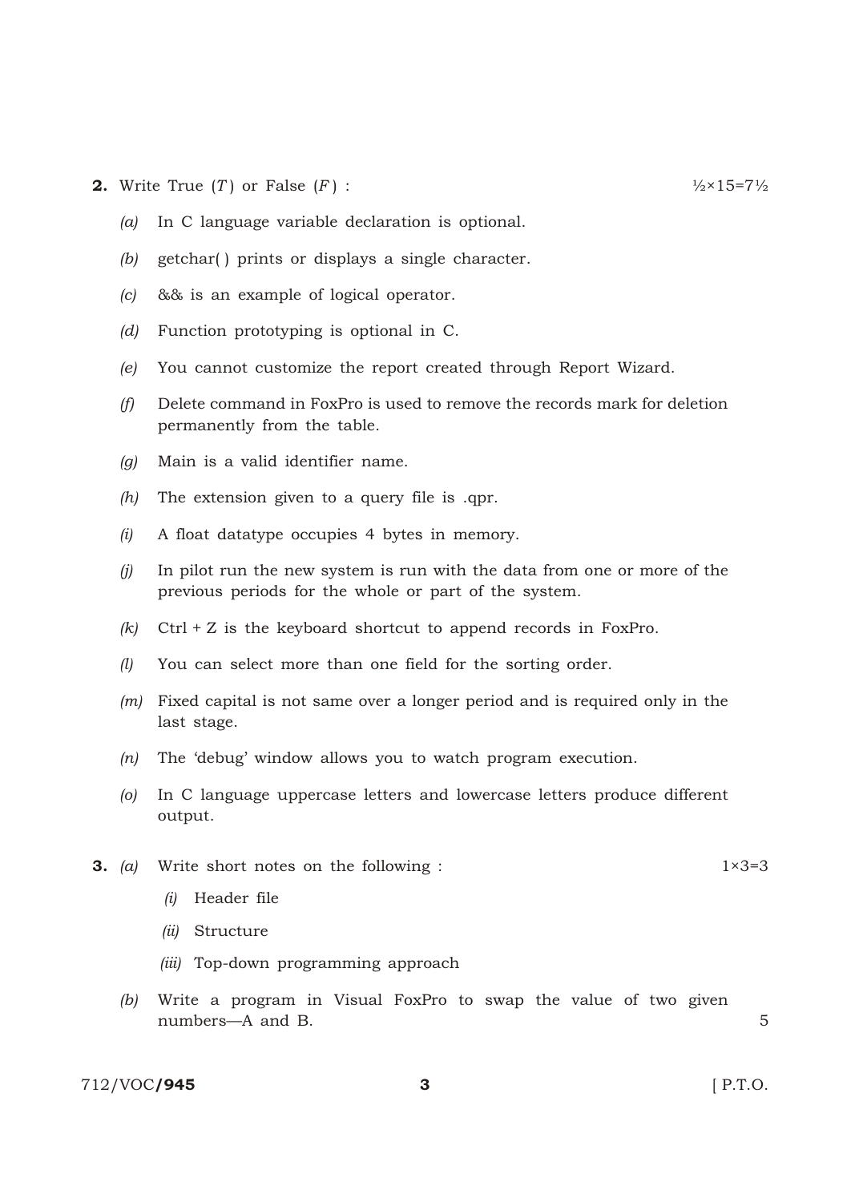**2.** Write True (*T*) or False (*F*) : ½×15=7½

*(a)* In C language variable declaration is optional.

*(b)* getchar( ) prints or displays a single character.

*(c)* && is an example of logical operator.

*(d)* Function prototyping is optional in C.

*(e)* You cannot customize the report created through Report Wizard.

*(f)* Delete command in FoxPro is used to remove the records mark for deletion permanently from the table.

*(g)* Main is a valid identifier name.

*(h)* The extension given to a query file is .qpr.

*(i)* A float datatype occupies 4 bytes in memory.

*(j)* In pilot run the new system is run with the data from one or more of the previous periods for the whole or part of the system.

*(k)* Ctrl + Z is the keyboard shortcut to append records in FoxPro.

*(l)* You can select more than one field for the sorting order.

*(m)* Fixed capital is not same over a longer period and is required only in the last stage.

*(n)* The 'debug' window allows you to watch program execution.

*(o)* In C language uppercase letters and lowercase letters produce different output.

**3.** *(a)* Write short notes on the following : 1×3=3

*(i)* Header file

*(ii)* Structure

*(iii)* Top-down programming approach

*(b)* Write a program in Visual FoxPro to swap the value of two given numbers—A and B. 5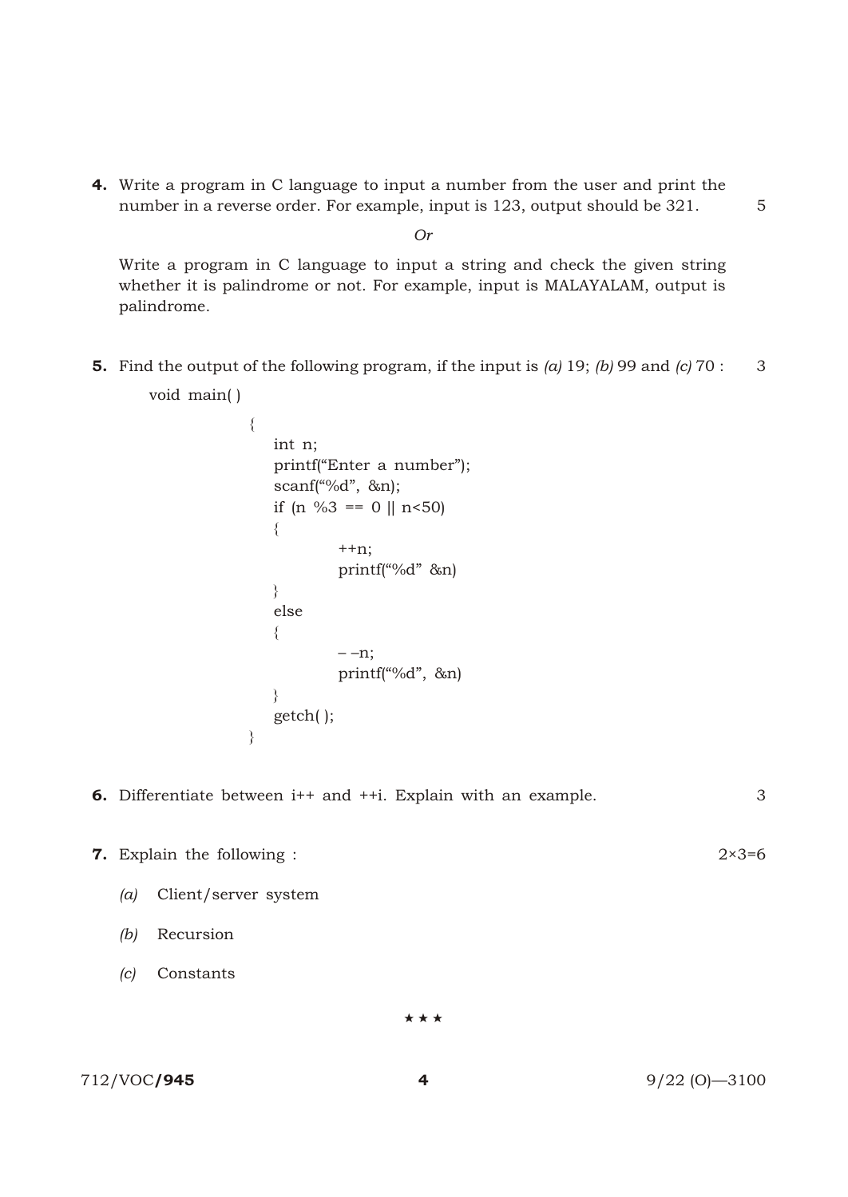**4.** Write a program in C language to input a number from the user and print the number in a reverse order. For example, input is 123, output should be 321. 5

*Or*

Write a program in C language to input a string and check the given string whether it is palindrome or not. For example, input is MALAYALAM, output is palindrome.

**5.** Find the output of the following program, if the input is *(a)* 19; *(b)* 99 and *(c)* 70 : 3

```
void main( )
    {
        int n;
        printf("Enter a number");
        scanf("%d", &n);
        if (n %3 == 0 || n<50)
        {
                ++n;
                printf("%d" &n)
        }
        else
        {
                – –n;
                printf("%d", &n)
        }
        getch( );
    }
```

**6.** Differentiate between i++ and ++i. Explain with an example. 3

**7.** Explain the following : 2×3=6

*(a)* Client/server system

*(b)* Recursion

*(c)* Constants

★ ★ ★